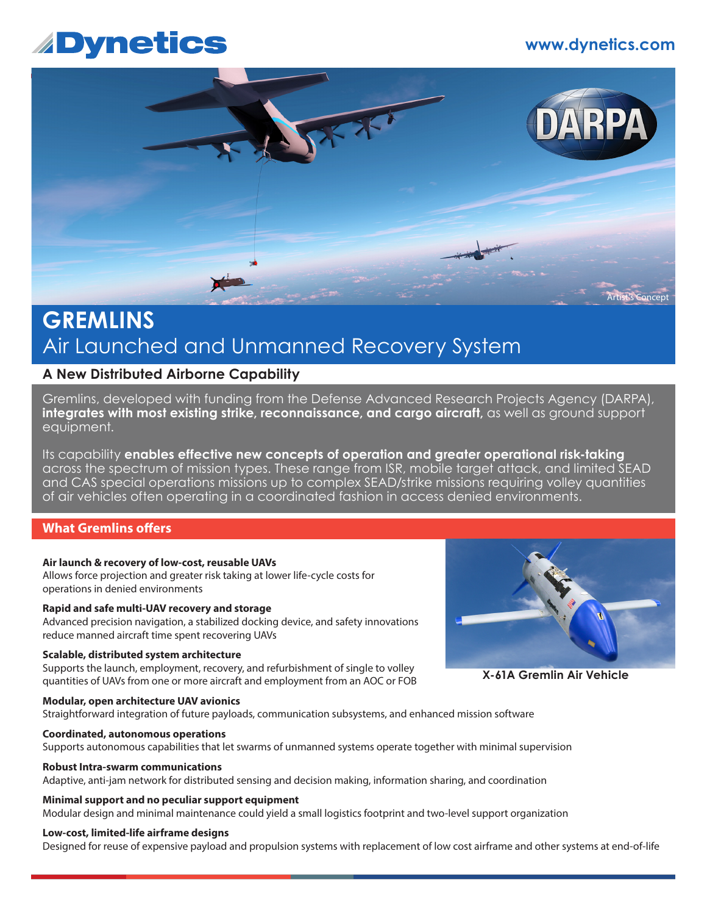Dynetics

www.dynetics.com

Artist's Concept

# GREMLINS

## Air Launched and Unmanned Recovery System

### A New Distributed Airborne Capability

Gremlins, developed with funding from the Defense Advanced Research Projects Agency (DARPA), **integrates with most existing strike, reconnaissance, and cargo aircraft**, as well as ground support equipment.

Its capability **enables effective new concepts of operation and greater operational risk-taking** across the spectrum of mission types. These range from ISR, mobile target attack, and limited SEAD and CAS special operations missions up to complex SEAD/strike missions requiring volley quantities of air vehicles often operating in a coordinated fashion in access denied environments.

### What Gremlins offers

**Air launch & recovery of low-cost, reusable UAVs**
Allows force projection and greater risk taking at lower life-cycle costs for operations in denied environments

**Rapid and safe multi-UAV recovery and storage**
Advanced precision navigation, a stabilized docking device, and safety innovations reduce manned aircraft time spent recovering UAVs

**Scalable, distributed system architecture**
Supports the launch, employment, recovery, and refurbishment of single to volley quantities of UAVs from one or more aircraft and employment from an AOC or FOB

X-61A Gremlin Air Vehicle

**Modular, open architecture UAV avionics**
Straightforward integration of future payloads, communication subsystems, and enhanced mission software

**Coordinated, autonomous operations**
Supports autonomous capabilities that let swarms of unmanned systems operate together with minimal supervision

**Robust Intra-swarm communications**
Adaptive, anti-jam network for distributed sensing and decision making, information sharing, and coordination

**Minimal support and no peculiar support equipment**
Modular design and minimal maintenance could yield a small logistics footprint and two-level support organization

**Low-cost, limited-life airframe designs**
Designed for reuse of expensive payload and propulsion systems with replacement of low cost airframe and other systems at end-of-life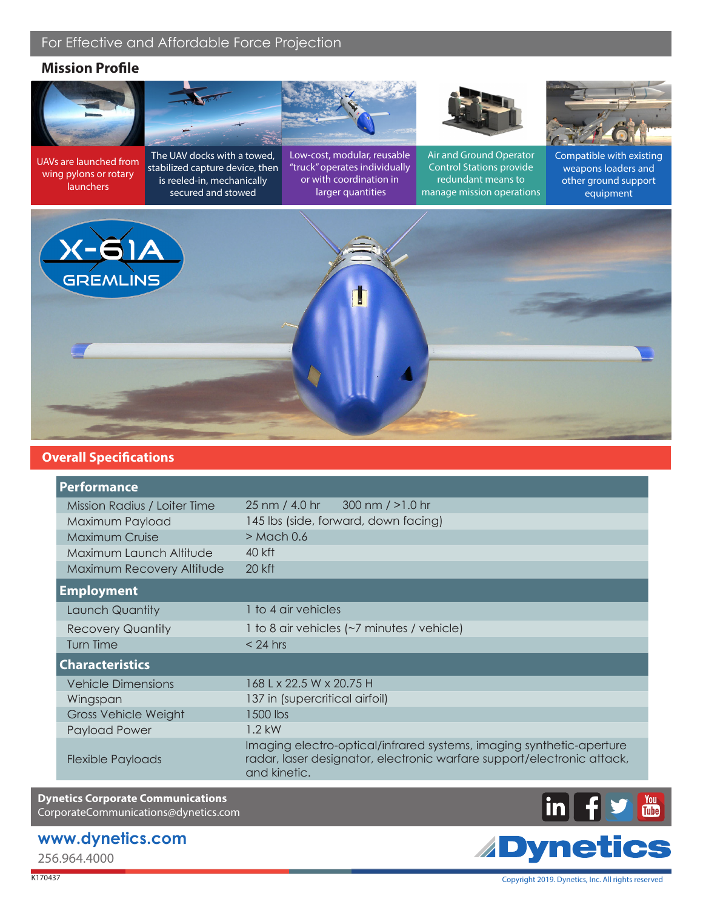For Effective and Affordable Force Projection

## Mission Profile

UAVs are launched from wing pylons or rotary launchers

The UAV docks with a towed, stabilized capture device, then is reeled-in, mechanically secured and stowed

Low-cost, modular, reusable "truck" operates individually or with coordination in larger quantities

Air and Ground Operator Control Stations provide redundant means to manage mission operations

Compatible with existing weapons loaders and other ground support equipment

X-61A GREMLINS

## Overall Specifications

| | |
|---|---|
| **Performance** | |
| Mission Radius / Loiter Time | 25 nm / 4.0 hr &nbsp;&nbsp;&nbsp; 300 nm / >1.0 hr |
| Maximum Payload | 145 lbs (side, forward, down facing) |
| Maximum Cruise | > Mach 0.6 |
| Maximum Launch Altitude | 40 kft |
| Maximum Recovery Altitude | 20 kft |
| **Employment** | |
| Launch Quantity | 1 to 4 air vehicles |
| Recovery Quantity | 1 to 8 air vehicles (~7 minutes / vehicle) |
| Turn Time | < 24 hrs |
| **Characteristics** | |
| Vehicle Dimensions | 168 L x 22.5 W x 20.75 H |
| Wingspan | 137 in (supercritical airfoil) |
| Gross Vehicle Weight | 1500 lbs |
| Payload Power | 1.2 kW |
| Flexible Payloads | Imaging electro-optical/infrared systems, imaging synthetic-aperture radar, laser designator, electronic warfare support/electronic attack, and kinetic. |

**Dynetics Corporate Communications**
CorporateCommunications@dynetics.com

**www.dynetics.com**
256.964.4000

Dynetics

K170437

Copyright 2019. Dynetics, Inc. All rights reserved